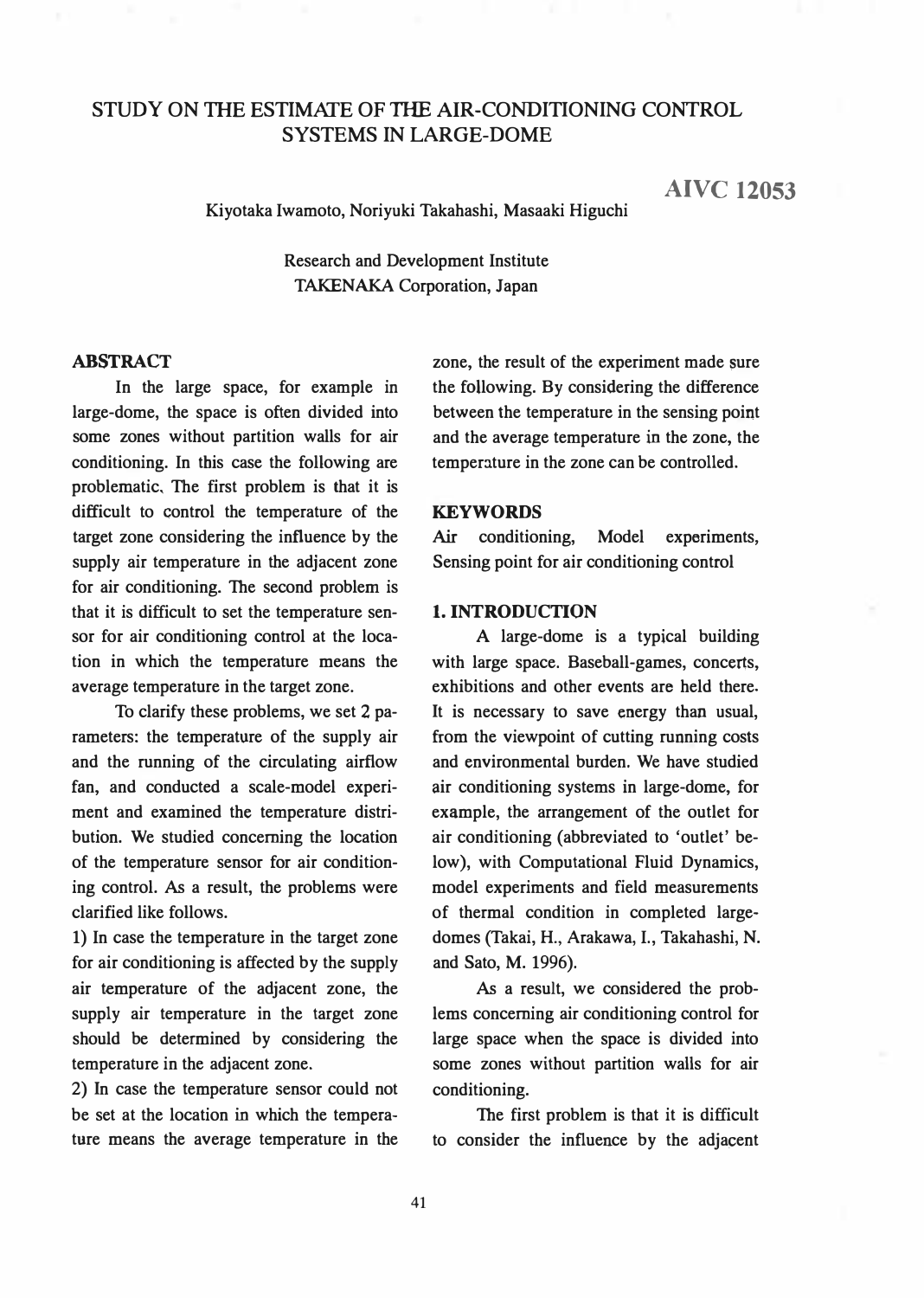# STUDY ON THE ESTIMATE OF THE AIR-CONDITIONING CONTROL SYSTEMS IN LARGE-DOME

**AIVC 12053**

Kiyotaka Iwamoto, Noriyuki Takahashi, Masaaki Higuchi

Research and Development Institute
TAKENAKA Corporation, Japan

## ABSTRACT

In the large space, for example in large-dome, the space is often divided into some zones without partition walls for air conditioning. In this case the following are problematic. The first problem is that it is difficult to control the temperature of the target zone considering the influence by the supply air temperature in the adjacent zone for air conditioning. The second problem is that it is difficult to set the temperature sensor for air conditioning control at the location in which the temperature means the average temperature in the target zone.

To clarify these problems, we set 2 parameters: the temperature of the supply air and the running of the circulating airflow fan, and conducted a scale-model experiment and examined the temperature distribution. We studied concerning the location of the temperature sensor for air conditioning control. As a result, the problems were clarified like follows.

1) In case the temperature in the target zone for air conditioning is affected by the supply air temperature of the adjacent zone, the supply air temperature in the target zone should be determined by considering the temperature in the adjacent zone.

2) In case the temperature sensor could not be set at the location in which the temperature means the average temperature in the zone, the result of the experiment made sure the following. By considering the difference between the temperature in the sensing point and the average temperature in the zone, the temperature in the zone can be controlled.

## KEYWORDS

Air conditioning, Model experiments, Sensing point for air conditioning control

## 1. INTRODUCTION

A large-dome is a typical building with large space. Baseball-games, concerts, exhibitions and other events are held there. It is necessary to save energy than usual, from the viewpoint of cutting running costs and environmental burden. We have studied air conditioning systems in large-dome, for example, the arrangement of the outlet for air conditioning (abbreviated to 'outlet' below), with Computational Fluid Dynamics, model experiments and field measurements of thermal condition in completed large-domes (Takai, H., Arakawa, I., Takahashi, N. and Sato, M. 1996).

As a result, we considered the problems concerning air conditioning control for large space when the space is divided into some zones without partition walls for air conditioning.

The first problem is that it is difficult to consider the influence by the adjacent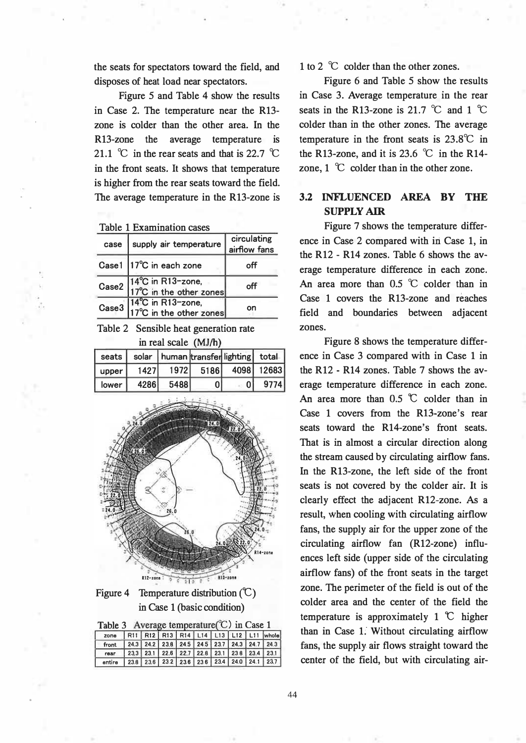the seats for spectators toward the field, and disposes of heat load near spectators.

Figure 5 and Table 4 show the results in Case 2. The temperature near the R13-zone is colder than the other area. In the R13-zone the average temperature is 21.1 ℃ in the rear seats and that is 22.7 ℃ in the front seats. It shows that temperature is higher from the rear seats toward the field. The average temperature in the R13-zone is 1 to 2 ℃ colder than the other zones.

Table 1 Examination cases

| case | supply air temperature | circulating airflow fans |
|---|---|---|
| Case1 | 17℃ in each zone | off |
| Case2 | 14℃ in R13-zone, 17℃ in the other zones | off |
| Case3 | 14℃ in R13-zone, 17℃ in the other zones | on |

Table 2 Sensible heat generation rate in real scale (MJ/h)

| seats | solar | human | transfer | lighting | total |
|---|---|---|---|---|---|
| upper | 1427 | 1972 | 5186 | 4098 | 12683 |
| lower | 4286 | 5488 | 0 | 0 | 9774 |

Figure 4 Temperature distribution (℃) in Case 1 (basic condition)

Table 3 Average temperature(℃) in Case 1

| zone | R11 | R12 | R13 | R14 | L14 | L13 | L12 | L11 | whole |
|---|---|---|---|---|---|---|---|---|---|
| front | 24.3 | 24.2 | 23.8 | 24.5 | 24.5 | 23.7 | 24.3 | 24.7 | 24.3 |
| rear | 23.3 | 23.1 | 22.6 | 22.7 | 22.8 | 23.1 | 23.8 | 23.4 | 23.1 |
| entire | 23.8 | 23.6 | 23.2 | 23.6 | 23.6 | 23.4 | 24.0 | 24.1 | 23.7 |

Figure 6 and Table 5 show the results in Case 3. Average temperature in the rear seats in the R13-zone is 21.7 ℃ and 1 ℃ colder than in the other zones. The average temperature in the front seats is 23.8℃ in the R13-zone, and it is 23.6 ℃ in the R14-zone, 1 ℃ colder than in the other zone.

## 3.2 INFLUENCED AREA BY THE SUPPLY AIR

Figure 7 shows the temperature difference in Case 2 compared with in Case 1, in the R12 - R14 zones. Table 6 shows the average temperature difference in each zone. An area more than 0.5 ℃ colder than in Case 1 covers the R13-zone and reaches field and boundaries between adjacent zones.

Figure 8 shows the temperature difference in Case 3 compared with in Case 1 in the R12 - R14 zones. Table 7 shows the average temperature difference in each zone. An area more than 0.5 ℃ colder than in Case 1 covers from the R13-zone's rear seats toward the R14-zone's front seats. That is in almost a circular direction along the stream caused by circulating airflow fans. In the R13-zone, the left side of the front seats is not covered by the colder air. It is clearly effect the adjacent R12-zone. As a result, when cooling with circulating airflow fans, the supply air for the upper zone of the circulating airflow fan (R12-zone) influences left side (upper side of the circulating airflow fans) of the front seats in the target zone. The perimeter of the field is out of the colder area and the center of the field the temperature is approximately 1 ℃ higher than in Case 1. Without circulating airflow fans, the supply air flows straight toward the center of the field, but with circulating air-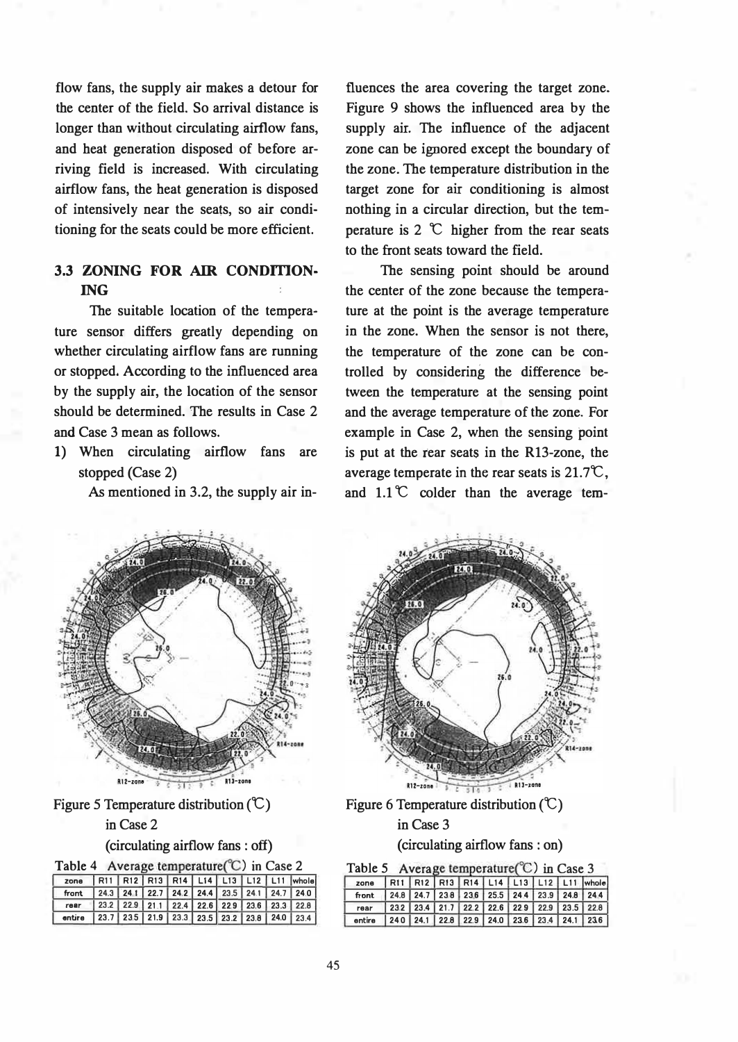flow fans, the supply air makes a detour for the center of the field. So arrival distance is longer than without circulating airflow fans, and heat generation disposed of before arriving field is increased. With circulating airflow fans, the heat generation is disposed of intensively near the seats, so air conditioning for the seats could be more efficient.

### 3.3 ZONING FOR AIR CONDITIONING

The suitable location of the temperature sensor differs greatly depending on whether circulating airflow fans are running or stopped. According to the influenced area by the supply air, the location of the sensor should be determined. The results in Case 2 and Case 3 mean as follows.

1) When circulating airflow fans are stopped (Case 2)

As mentioned in 3.2, the supply air influences the area covering the target zone. Figure 9 shows the influenced area by the supply air. The influence of the adjacent zone can be ignored except the boundary of the zone. The temperature distribution in the target zone for air conditioning is almost nothing in a circular direction, but the temperature is 2 ℃ higher from the rear seats to the front seats toward the field.

The sensing point should be around the center of the zone because the temperature at the point is the average temperature in the zone. When the sensor is not there, the temperature of the zone can be controlled by considering the difference between the temperature at the sensing point and the average temperature of the zone. For example in Case 2, when the sensing point is put at the rear seats in the R13-zone, the average temperate in the rear seats is 21.7℃, and 1.1℃ colder than the average tem-

Figure 5 Temperature distribution (℃) in Case 2 (circulating airflow fans : off)

Table 4 Average temperature(℃) in Case 2

| zone | R11 | R12 | R13 | R14 | L14 | L13 | L12 | L11 | whole |
|---|---|---|---|---|---|---|---|---|---|
| front | 24.3 | 24.1 | 22.7 | 24.2 | 24.4 | 23.5 | 24.1 | 24.7 | 24.0 |
| rear | 23.2 | 22.9 | 21.1 | 22.4 | 22.6 | 22.9 | 23.6 | 23.3 | 22.8 |
| entire | 23.7 | 23.5 | 21.9 | 23.3 | 23.5 | 23.2 | 23.8 | 24.0 | 23.4 |

Figure 6 Temperature distribution (℃) in Case 3 (circulating airflow fans : on)

Table 5 Average temperature(℃) in Case 3

| zone | R11 | R12 | R13 | R14 | L14 | L13 | L12 | L11 | whole |
|---|---|---|---|---|---|---|---|---|---|
| front | 24.8 | 24.7 | 23.8 | 23.6 | 25.5 | 24.4 | 23.9 | 24.8 | 24.4 |
| rear | 23.2 | 23.4 | 21.7 | 22.2 | 22.6 | 22.9 | 22.9 | 23.5 | 22.8 |
| entire | 24.0 | 24.1 | 22.8 | 22.9 | 24.0 | 23.6 | 23.4 | 24.1 | 23.6 |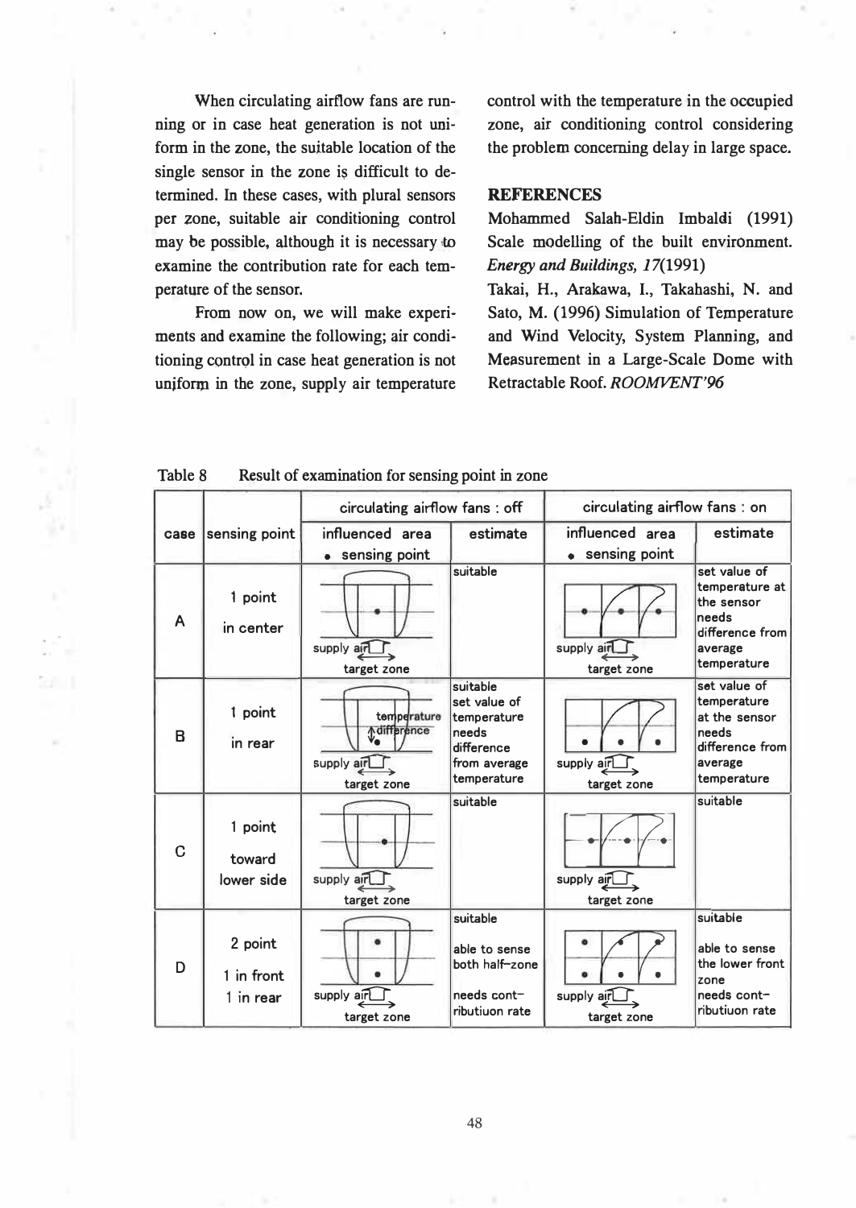When circulating airflow fans are running or in case heat generation is not uniform in the zone, the suitable location of the single sensor in the zone is difficult to determined. In these cases, with plural sensors per zone, suitable air conditioning control may be possible, although it is necessary to examine the contribution rate for each temperature of the sensor.

From now on, we will make experiments and examine the following; air conditioning control in case heat generation is not uniform in the zone, supply air temperature control with the temperature in the occupied zone, air conditioning control considering the problem concerning delay in large space.

## REFERENCES

Mohammed Salah-Eldin Imbaldi (1991) Scale modelling of the built environment. *Energy and Buildings, 17*(1991)

Takai, H., Arakawa, I., Takahashi, N. and Sato, M. (1996) Simulation of Temperature and Wind Velocity, System Planning, and Measurement in a Large-Scale Dome with Retractable Roof. *ROOMVENT'96*

Table 8 Result of examination for sensing point in zone

| case | sensing point | circulating airflow fans : off | | circulating airflow fans : on | |
|---|---|---|---|---|---|
| | | influenced area • sensing point | estimate | influenced area • sensing point | estimate |
| A | 1 point in center | supply air, target zone | suitable | supply air, target zone | set value of temperature at the sensor needs difference from average temperature |
| B | 1 point in rear | temperature difference, supply air, target zone | suitable set value of temperature needs difference from average temperature | supply air, target zone | set value of temperature at the sensor needs difference from average temperature |
| C | 1 point toward lower side | supply air, target zone | suitable | supply air, target zone | suitable |
| D | 2 point 1 in front 1 in rear | supply air, target zone | suitable able to sense both half-zone needs contributiuon rate | supply air, target zone | suitable able to sense the lower front zone needs contributiuon rate |